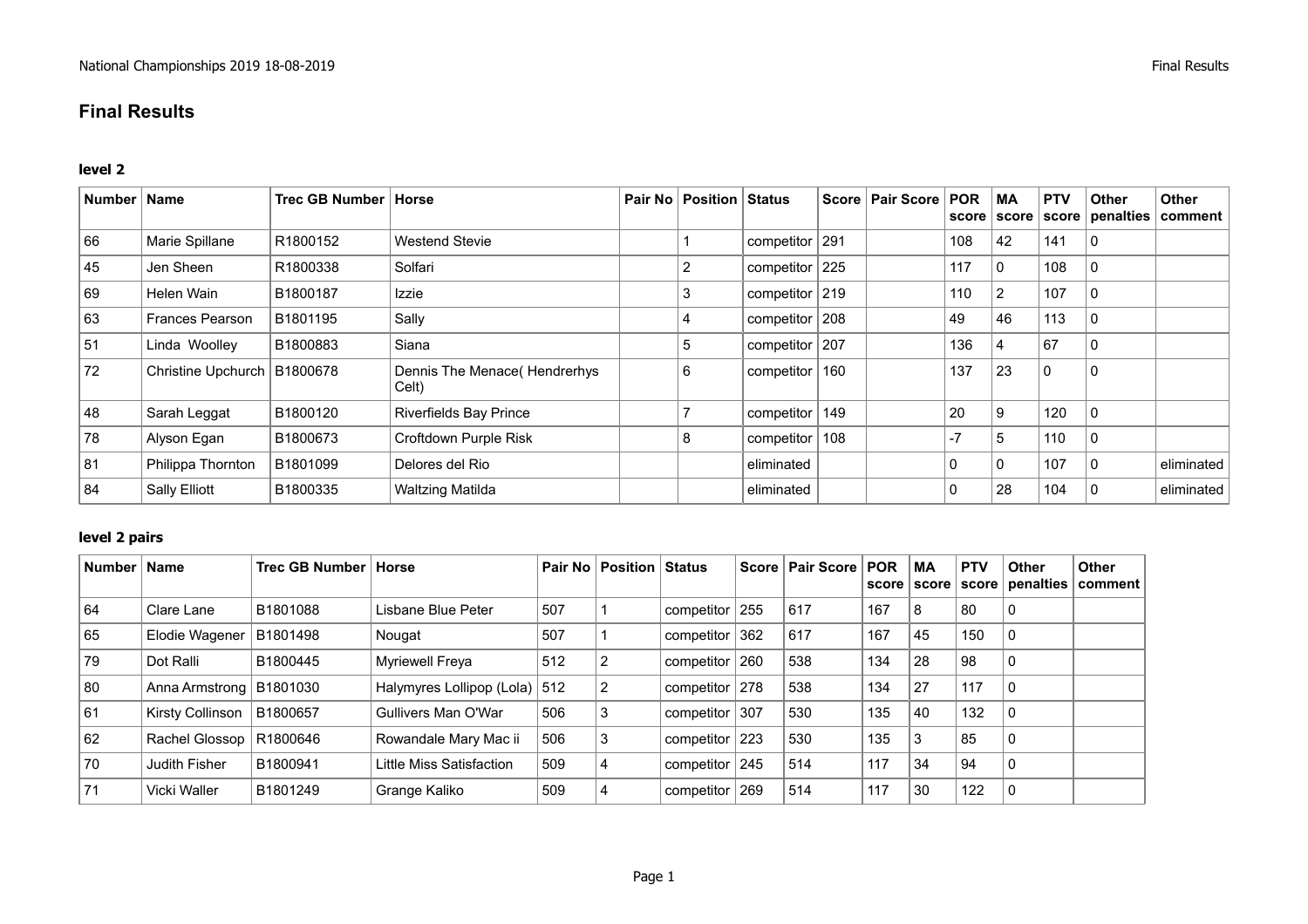# Final Results

### level 2

| Number | Name | Trec GB Number | Horse | Pair No | Position | Status | Score | Pair Score | POR score | MA score | PTV score | Other penalties | Other comment |
|---|---|---|---|---|---|---|---|---|---|---|---|---|---|
| 66 | Marie Spillane | R1800152 | Westend Stevie | | 1 | competitor | 291 | | 108 | 42 | 141 | 0 | |
| 45 | Jen Sheen | R1800338 | Solfari | | 2 | competitor | 225 | | 117 | 0 | 108 | 0 | |
| 69 | Helen Wain | B1800187 | Izzie | | 3 | competitor | 219 | | 110 | 2 | 107 | 0 | |
| 63 | Frances Pearson | B1801195 | Sally | | 4 | competitor | 208 | | 49 | 46 | 113 | 0 | |
| 51 | Linda Woolley | B1800883 | Siana | | 5 | competitor | 207 | | 136 | 4 | 67 | 0 | |
| 72 | Christine Upchurch | B1800678 | Dennis The Menace( Hendrerhys Celt) | | 6 | competitor | 160 | | 137 | 23 | 0 | 0 | |
| 48 | Sarah Leggat | B1800120 | Riverfields Bay Prince | | 7 | competitor | 149 | | 20 | 9 | 120 | 0 | |
| 78 | Alyson Egan | B1800673 | Croftdown Purple Risk | | 8 | competitor | 108 | | -7 | 5 | 110 | 0 | |
| 81 | Philippa Thornton | B1801099 | Delores del Rio | | | eliminated | | | 0 | 0 | 107 | 0 | eliminated |
| 84 | Sally Elliott | B1800335 | Waltzing Matilda | | | eliminated | | | 0 | 28 | 104 | 0 | eliminated |

### level 2 pairs

| Number | Name | Trec GB Number | Horse | Pair No | Position | Status | Score | Pair Score | POR score | MA score | PTV score | Other penalties | Other comment |
|---|---|---|---|---|---|---|---|---|---|---|---|---|---|
| 64 | Clare Lane | B1801088 | Lisbane Blue Peter | 507 | 1 | competitor | 255 | 617 | 167 | 8 | 80 | 0 | |
| 65 | Elodie Wagener | B1801498 | Nougat | 507 | 1 | competitor | 362 | 617 | 167 | 45 | 150 | 0 | |
| 79 | Dot Ralli | B1800445 | Myriewell Freya | 512 | 2 | competitor | 260 | 538 | 134 | 28 | 98 | 0 | |
| 80 | Anna Armstrong | B1801030 | Halymyres Lollipop (Lola) | 512 | 2 | competitor | 278 | 538 | 134 | 27 | 117 | 0 | |
| 61 | Kirsty Collinson | B1800657 | Gullivers Man O'War | 506 | 3 | competitor | 307 | 530 | 135 | 40 | 132 | 0 | |
| 62 | Rachel Glossop | R1800646 | Rowandale Mary Mac ii | 506 | 3 | competitor | 223 | 530 | 135 | 3 | 85 | 0 | |
| 70 | Judith Fisher | B1800941 | Little Miss Satisfaction | 509 | 4 | competitor | 245 | 514 | 117 | 34 | 94 | 0 | |
| 71 | Vicki Waller | B1801249 | Grange Kaliko | 509 | 4 | competitor | 269 | 514 | 117 | 30 | 122 | 0 | |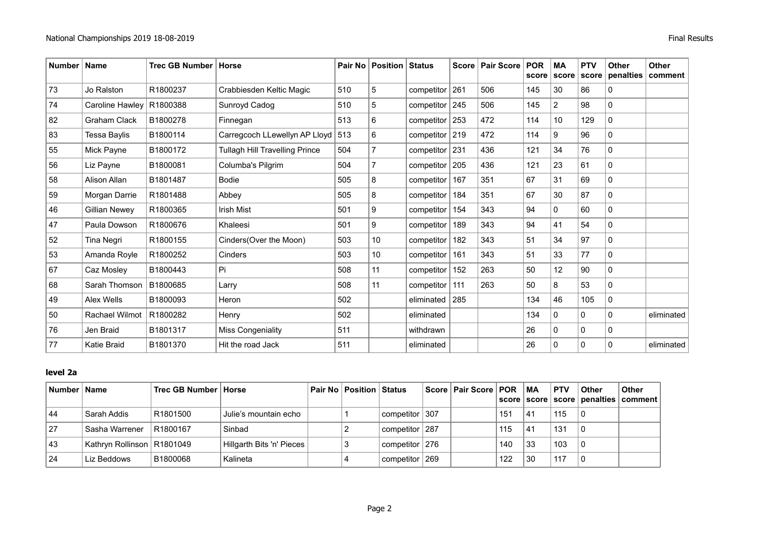| Number | Name | Trec GB Number | Horse | Pair No | Position | Status | Score | Pair Score | POR score | MA score | PTV score | Other penalties | Other comment |
|---|---|---|---|---|---|---|---|---|---|---|---|---|---|
| 73 | Jo Ralston | R1800237 | Crabbiesden Keltic Magic | 510 | 5 | competitor | 261 | 506 | 145 | 30 | 86 | 0 | |
| 74 | Caroline Hawley | R1800388 | Sunroyd Cadog | 510 | 5 | competitor | 245 | 506 | 145 | 2 | 98 | 0 | |
| 82 | Graham Clack | B1800278 | Finnegan | 513 | 6 | competitor | 253 | 472 | 114 | 10 | 129 | 0 | |
| 83 | Tessa Baylis | B1800114 | Carregcoch LLewellyn AP Lloyd | 513 | 6 | competitor | 219 | 472 | 114 | 9 | 96 | 0 | |
| 55 | Mick Payne | B1800172 | Tullagh Hill Travelling Prince | 504 | 7 | competitor | 231 | 436 | 121 | 34 | 76 | 0 | |
| 56 | Liz Payne | B1800081 | Columba's Pilgrim | 504 | 7 | competitor | 205 | 436 | 121 | 23 | 61 | 0 | |
| 58 | Alison Allan | B1801487 | Bodie | 505 | 8 | competitor | 167 | 351 | 67 | 31 | 69 | 0 | |
| 59 | Morgan Darrie | R1801488 | Abbey | 505 | 8 | competitor | 184 | 351 | 67 | 30 | 87 | 0 | |
| 46 | Gillian Newey | R1800365 | Irish Mist | 501 | 9 | competitor | 154 | 343 | 94 | 0 | 60 | 0 | |
| 47 | Paula Dowson | R1800676 | Khaleesi | 501 | 9 | competitor | 189 | 343 | 94 | 41 | 54 | 0 | |
| 52 | Tina Negri | R1800155 | Cinders(Over the Moon) | 503 | 10 | competitor | 182 | 343 | 51 | 34 | 97 | 0 | |
| 53 | Amanda Royle | R1800252 | Cinders | 503 | 10 | competitor | 161 | 343 | 51 | 33 | 77 | 0 | |
| 67 | Caz Mosley | B1800443 | Pi | 508 | 11 | competitor | 152 | 263 | 50 | 12 | 90 | 0 | |
| 68 | Sarah Thomson | B1800685 | Larry | 508 | 11 | competitor | 111 | 263 | 50 | 8 | 53 | 0 | |
| 49 | Alex Wells | B1800093 | Heron | 502 | | eliminated | 285 | | 134 | 46 | 105 | 0 | |
| 50 | Rachael Wilmot | R1800282 | Henry | 502 | | eliminated | | | 134 | 0 | 0 | 0 | eliminated |
| 76 | Jen Braid | B1801317 | Miss Congeniality | 511 | | withdrawn | | | 26 | 0 | 0 | 0 | |
| 77 | Katie Braid | B1801370 | Hit the road Jack | 511 | | eliminated | | | 26 | 0 | 0 | 0 | eliminated |

### level 2a

| Number | Name | Trec GB Number | Horse | Pair No | Position | Status | Score | Pair Score | POR score | MA score | PTV score | Other penalties | Other comment |
|---|---|---|---|---|---|---|---|---|---|---|---|---|---|
| 44 | Sarah Addis | R1801500 | Julie's mountain echo | | 1 | competitor | 307 | | 151 | 41 | 115 | 0 | |
| 27 | Sasha Warrener | R1800167 | Sinbad | | 2 | competitor | 287 | | 115 | 41 | 131 | 0 | |
| 43 | Kathryn Rollinson | R1801049 | Hillgarth Bits 'n' Pieces | | 3 | competitor | 276 | | 140 | 33 | 103 | 0 | |
| 24 | Liz Beddows | B1800068 | Kalineta | | 4 | competitor | 269 | | 122 | 30 | 117 | 0 | |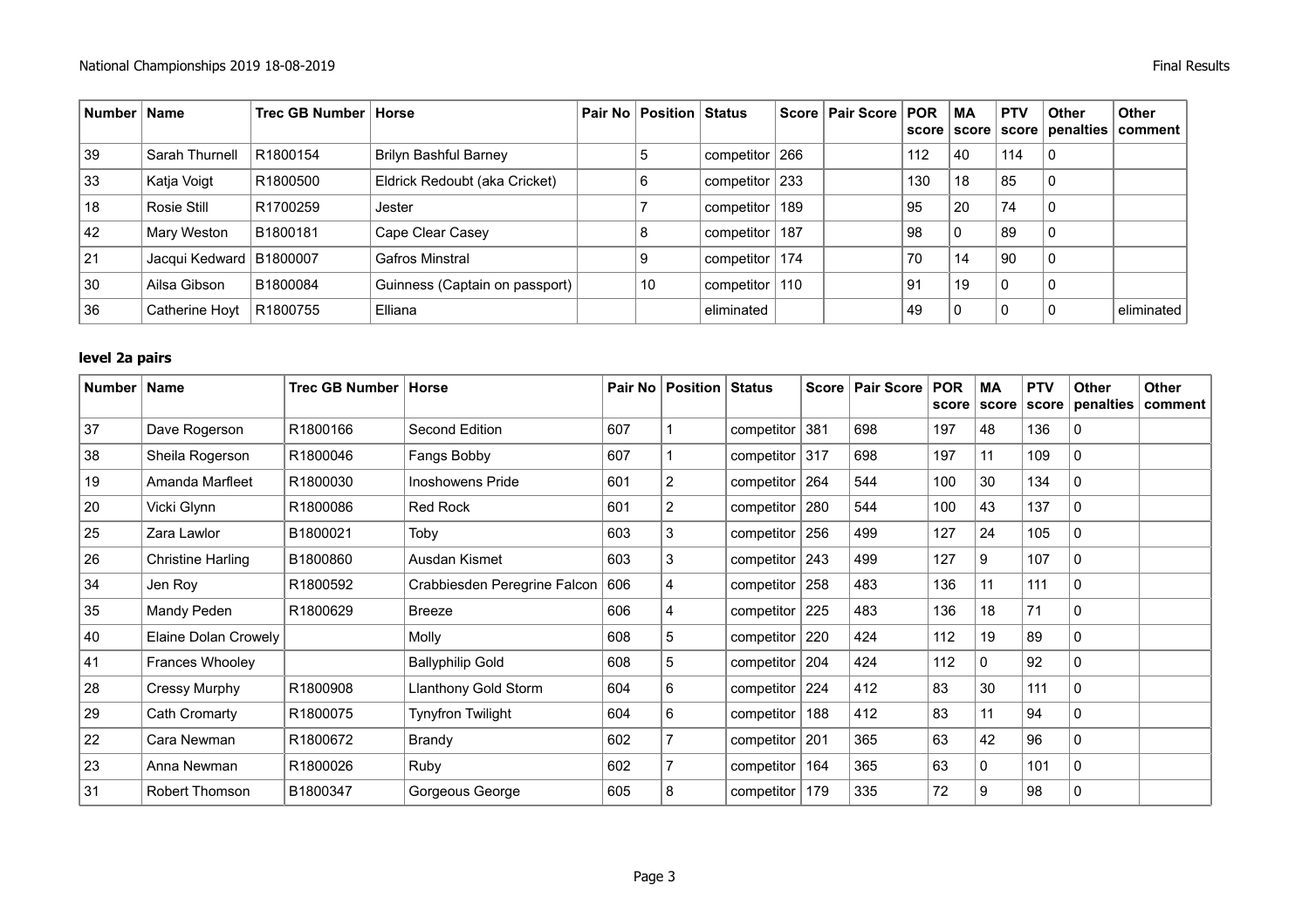| Number | Name | Trec GB Number | Horse | Pair No | Position | Status | Score | Pair Score | POR score | MA score | PTV score | Other penalties | Other comment |
|---|---|---|---|---|---|---|---|---|---|---|---|---|---|
| 39 | Sarah Thurnell | R1800154 | Brilyn Bashful Barney | | 5 | competitor | 266 | | 112 | 40 | 114 | 0 | |
| 33 | Katja Voigt | R1800500 | Eldrick Redoubt (aka Cricket) | | 6 | competitor | 233 | | 130 | 18 | 85 | 0 | |
| 18 | Rosie Still | R1700259 | Jester | | 7 | competitor | 189 | | 95 | 20 | 74 | 0 | |
| 42 | Mary Weston | B1800181 | Cape Clear Casey | | 8 | competitor | 187 | | 98 | 0 | 89 | 0 | |
| 21 | Jacqui Kedward | B1800007 | Gafros Minstral | | 9 | competitor | 174 | | 70 | 14 | 90 | 0 | |
| 30 | Ailsa Gibson | B1800084 | Guinness (Captain on passport) | | 10 | competitor | 110 | | 91 | 19 | 0 | 0 | |
| 36 | Catherine Hoyt | R1800755 | Elliana | | | eliminated | | | 49 | 0 | 0 | 0 | eliminated |

### level 2a pairs

| Number | Name | Trec GB Number | Horse | Pair No | Position | Status | Score | Pair Score | POR score | MA score | PTV score | Other penalties | Other comment |
|---|---|---|---|---|---|---|---|---|---|---|---|---|---|
| 37 | Dave Rogerson | R1800166 | Second Edition | 607 | 1 | competitor | 381 | 698 | 197 | 48 | 136 | 0 | |
| 38 | Sheila Rogerson | R1800046 | Fangs Bobby | 607 | 1 | competitor | 317 | 698 | 197 | 11 | 109 | 0 | |
| 19 | Amanda Marfleet | R1800030 | Inoshowens Pride | 601 | 2 | competitor | 264 | 544 | 100 | 30 | 134 | 0 | |
| 20 | Vicki Glynn | R1800086 | Red Rock | 601 | 2 | competitor | 280 | 544 | 100 | 43 | 137 | 0 | |
| 25 | Zara Lawlor | B1800021 | Toby | 603 | 3 | competitor | 256 | 499 | 127 | 24 | 105 | 0 | |
| 26 | Christine Harling | B1800860 | Ausdan Kismet | 603 | 3 | competitor | 243 | 499 | 127 | 9 | 107 | 0 | |
| 34 | Jen Roy | R1800592 | Crabbiesden Peregrine Falcon | 606 | 4 | competitor | 258 | 483 | 136 | 11 | 111 | 0 | |
| 35 | Mandy Peden | R1800629 | Breeze | 606 | 4 | competitor | 225 | 483 | 136 | 18 | 71 | 0 | |
| 40 | Elaine Dolan Crowely | | Molly | 608 | 5 | competitor | 220 | 424 | 112 | 19 | 89 | 0 | |
| 41 | Frances Whooley | | Ballyphilip Gold | 608 | 5 | competitor | 204 | 424 | 112 | 0 | 92 | 0 | |
| 28 | Cressy Murphy | R1800908 | Llanthony Gold Storm | 604 | 6 | competitor | 224 | 412 | 83 | 30 | 111 | 0 | |
| 29 | Cath Cromarty | R1800075 | Tynyfron Twilight | 604 | 6 | competitor | 188 | 412 | 83 | 11 | 94 | 0 | |
| 22 | Cara Newman | R1800672 | Brandy | 602 | 7 | competitor | 201 | 365 | 63 | 42 | 96 | 0 | |
| 23 | Anna Newman | R1800026 | Ruby | 602 | 7 | competitor | 164 | 365 | 63 | 0 | 101 | 0 | |
| 31 | Robert Thomson | B1800347 | Gorgeous George | 605 | 8 | competitor | 179 | 335 | 72 | 9 | 98 | 0 | |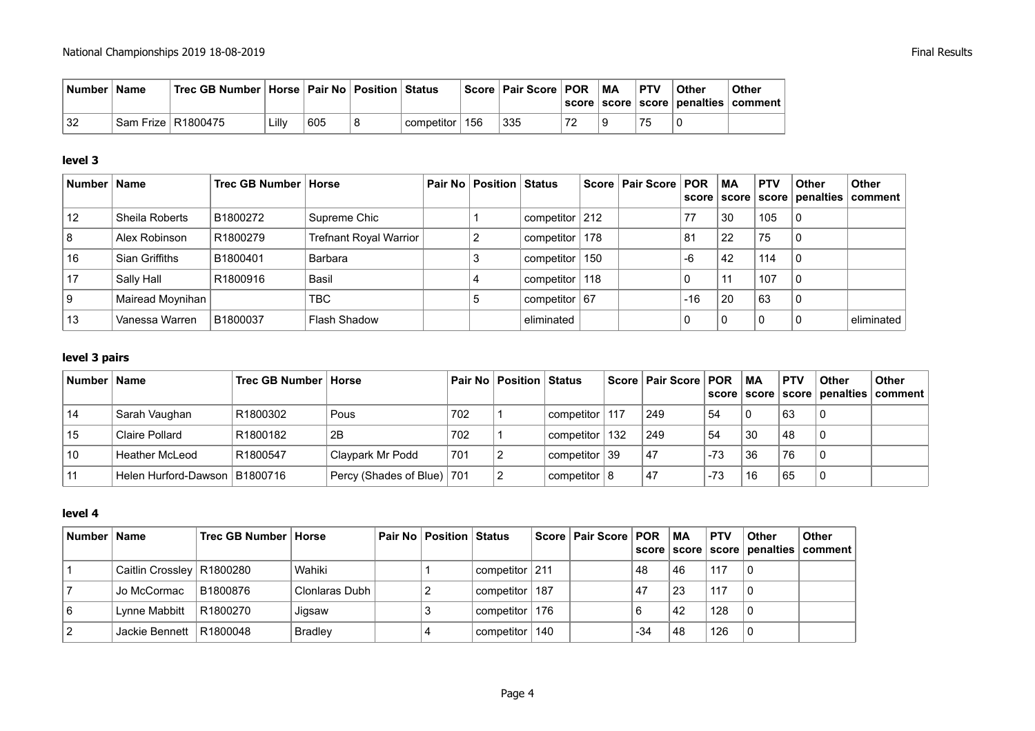| Number | Name | Trec GB Number | Horse | Pair No | Position | Status | Score | Pair Score | POR score | MA score | PTV score | Other penalties | Other comment |
|---|---|---|---|---|---|---|---|---|---|---|---|---|---|
| 32 | Sam Frize | R1800475 | Lilly | 605 | 8 | competitor | 156 | 335 | 72 | 9 | 75 | 0 | |

### level 3

| Number | Name | Trec GB Number | Horse | Pair No | Position | Status | Score | Pair Score | POR score | MA score | PTV score | Other penalties | Other comment |
|---|---|---|---|---|---|---|---|---|---|---|---|---|---|
| 12 | Sheila Roberts | B1800272 | Supreme Chic | | 1 | competitor | 212 | | 77 | 30 | 105 | 0 | |
| 8 | Alex Robinson | R1800279 | Trefnant Royal Warrior | | 2 | competitor | 178 | | 81 | 22 | 75 | 0 | |
| 16 | Sian Griffiths | B1800401 | Barbara | | 3 | competitor | 150 | | -6 | 42 | 114 | 0 | |
| 17 | Sally Hall | R1800916 | Basil | | 4 | competitor | 118 | | 0 | 11 | 107 | 0 | |
| 9 | Mairead Moynihan | | TBC | | 5 | competitor | 67 | | -16 | 20 | 63 | 0 | |
| 13 | Vanessa Warren | B1800037 | Flash Shadow | | | eliminated | | | 0 | 0 | 0 | 0 | eliminated |

### level 3 pairs

| Number | Name | Trec GB Number | Horse | Pair No | Position | Status | Score | Pair Score | POR score | MA score | PTV score | Other penalties | Other comment |
|---|---|---|---|---|---|---|---|---|---|---|---|---|---|
| 14 | Sarah Vaughan | R1800302 | Pous | 702 | 1 | competitor | 117 | 249 | 54 | 0 | 63 | 0 | |
| 15 | Claire Pollard | R1800182 | 2B | 702 | 1 | competitor | 132 | 249 | 54 | 30 | 48 | 0 | |
| 10 | Heather McLeod | R1800547 | Claypark Mr Podd | 701 | 2 | competitor | 39 | 47 | -73 | 36 | 76 | 0 | |
| 11 | Helen Hurford-Dawson | B1800716 | Percy (Shades of Blue) | 701 | 2 | competitor | 8 | 47 | -73 | 16 | 65 | 0 | |

### level 4

| Number | Name | Trec GB Number | Horse | Pair No | Position | Status | Score | Pair Score | POR score | MA score | PTV score | Other penalties | Other comment |
|---|---|---|---|---|---|---|---|---|---|---|---|---|---|
| 1 | Caitlin Crossley | R1800280 | Wahiki | | 1 | competitor | 211 | | 48 | 46 | 117 | 0 | |
| 7 | Jo McCormac | B1800876 | Clonlaras Dubh | | 2 | competitor | 187 | | 47 | 23 | 117 | 0 | |
| 6 | Lynne Mabbitt | R1800270 | Jigsaw | | 3 | competitor | 176 | | 6 | 42 | 128 | 0 | |
| 2 | Jackie Bennett | R1800048 | Bradley | | 4 | competitor | 140 | | -34 | 48 | 126 | 0 | |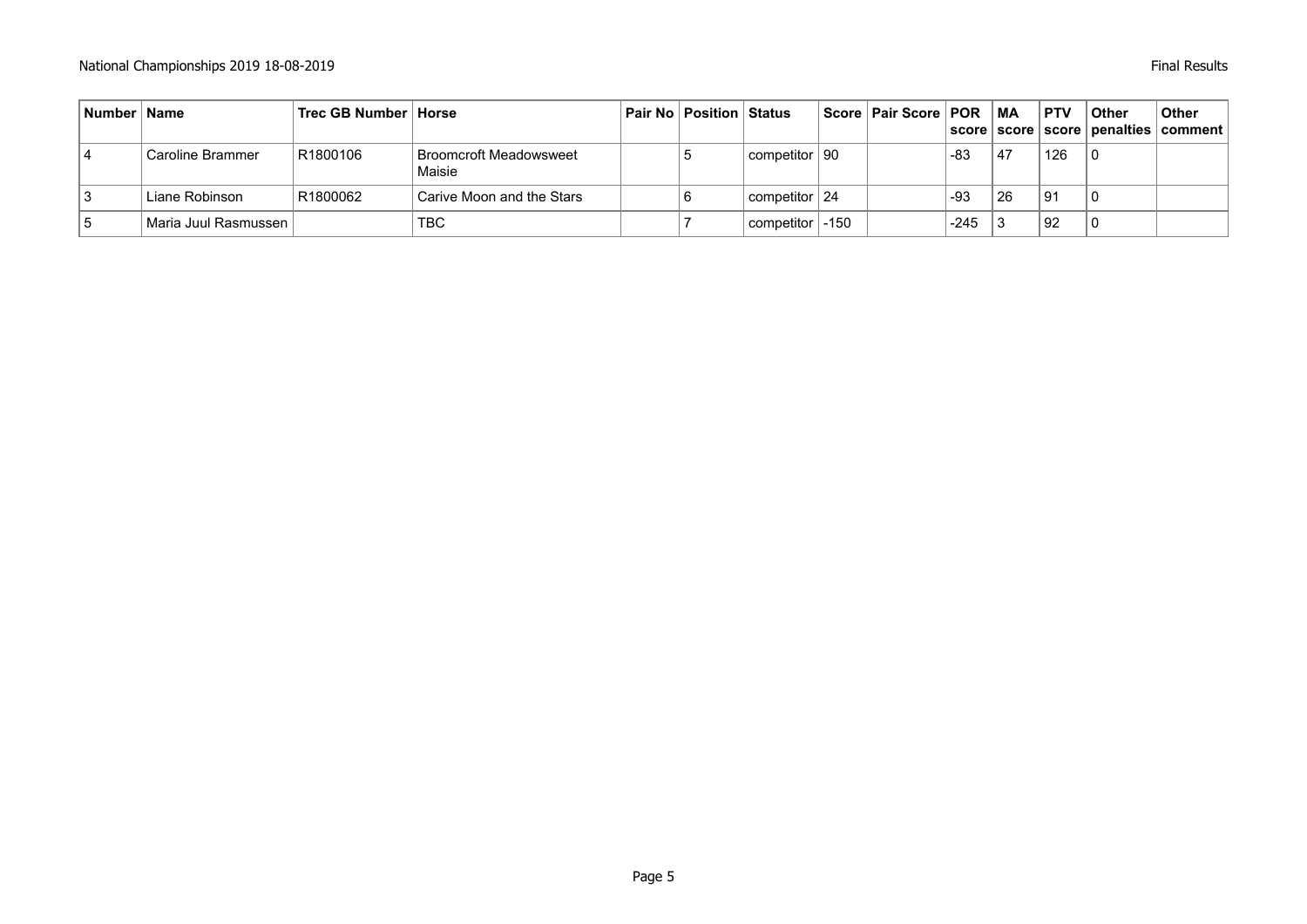| Number | Name | Trec GB Number | Horse | Pair No | Position | Status | Score | Pair Score | POR score | MA score | PTV score | Other penalties | Other comment |
|---|---|---|---|---|---|---|---|---|---|---|---|---|---|
| 4 | Caroline Brammer | R1800106 | Broomcroft Meadowsweet Maisie | | 5 | competitor | 90 | | -83 | 47 | 126 | 0 | |
| 3 | Liane Robinson | R1800062 | Carive Moon and the Stars | | 6 | competitor | 24 | | -93 | 26 | 91 | 0 | |
| 5 | Maria Juul Rasmussen | | TBC | | 7 | competitor | -150 | | -245 | 3 | 92 | 0 | |